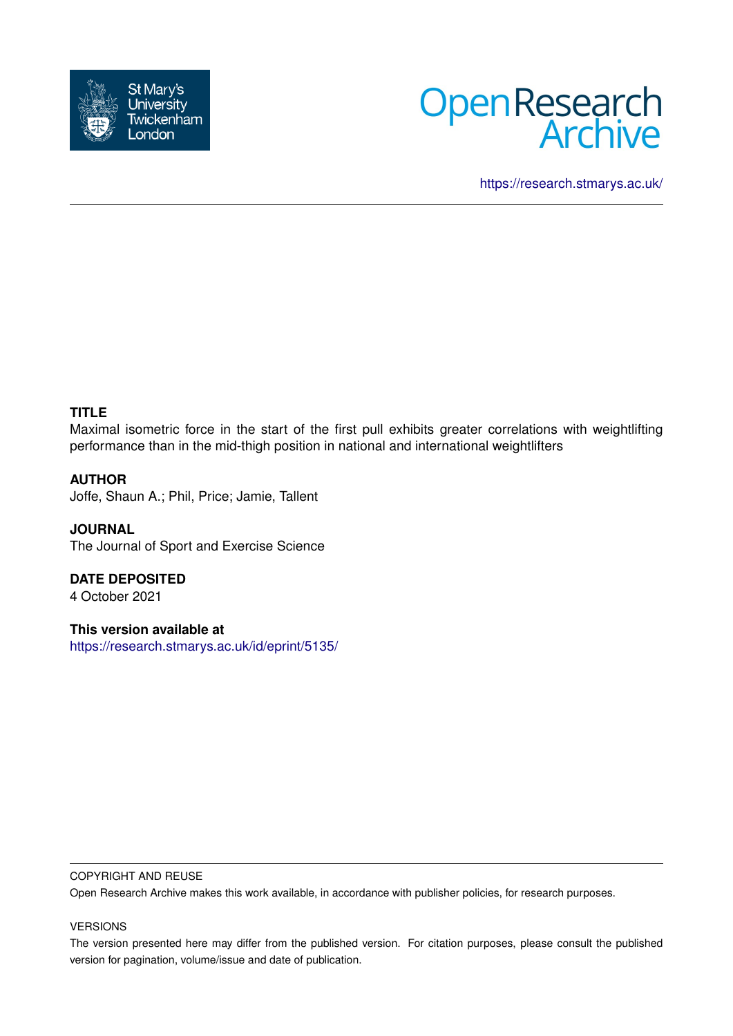St Mary's University Twickenham London

# Open Research Archive

https://research.stmarys.ac.uk/

**TITLE**

Maximal isometric force in the start of the first pull exhibits greater correlations with weightlifting performance than in the mid-thigh position in national and international weightlifters

**AUTHOR**

Joffe, Shaun A.; Phil, Price; Jamie, Tallent

**JOURNAL**

The Journal of Sport and Exercise Science

**DATE DEPOSITED**

4 October 2021

**This version available at**

https://research.stmarys.ac.uk/id/eprint/5135/

COPYRIGHT AND REUSE

Open Research Archive makes this work available, in accordance with publisher policies, for research purposes.

VERSIONS

The version presented here may differ from the published version. For citation purposes, please consult the published version for pagination, volume/issue and date of publication.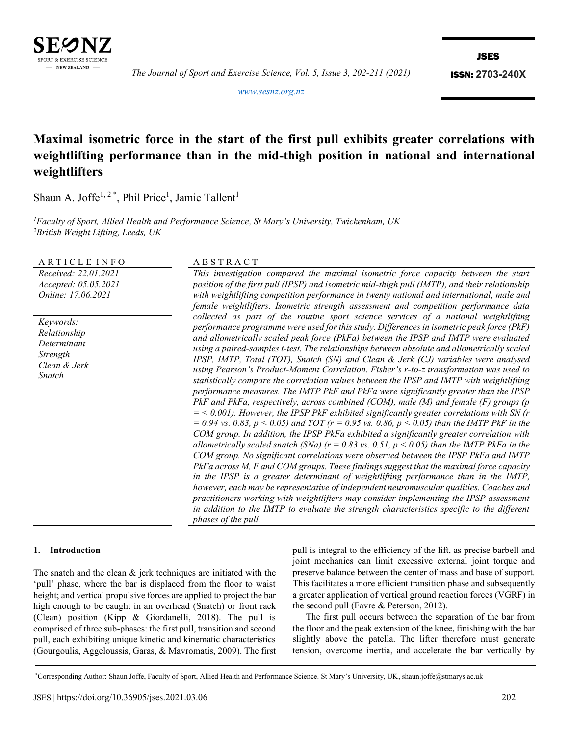# Maximal isometric force in the start of the first pull exhibits greater correlations with weightlifting performance than in the mid-thigh position in national and international weightlifters

Shaun A. Joffe[1, 2 *], Phil Price[1], Jamie Tallent[1]

[1]Faculty of Sport, Allied Health and Performance Science, St Mary's University, Twickenham, UK
[2]British Weight Lifting, Leeds, UK

**ARTICLE INFO**

*Received: 22.01.2021*
*Accepted: 05.05.2021*
*Online: 17.06.2021*

*Keywords:*
*Relationship*
*Determinant*
*Strength*
*Clean & Jerk*
*Snatch*

**ABSTRACT**

*This investigation compared the maximal isometric force capacity between the start position of the first pull (IPSP) and isometric mid-thigh pull (IMTP), and their relationship with weightlifting competition performance in twenty national and international, male and female weightlifters. Isometric strength assessment and competition performance data collected as part of the routine sport science services of a national weightlifting performance programme were used for this study. Differences in isometric peak force (PkF) and allometrically scaled peak force (PkFa) between the IPSP and IMTP were evaluated using a paired-samples t-test. The relationships between absolute and allometrically scaled IPSP, IMTP, Total (TOT), Snatch (SN) and Clean & Jerk (CJ) variables were analysed using Pearson's Product-Moment Correlation. Fisher's r-to-z transformation was used to statistically compare the correlation values between the IPSP and IMTP with weightlifting performance measures. The IMTP PkF and PkFa were significantly greater than the IPSP PkF and PkFa, respectively, across combined (COM), male (M) and female (F) groups ($p = < 0.001$). However, the IPSP PkF exhibited significantly greater correlations with SN ($r = 0.94$ vs. $0.83$, $p < 0.05$) and TOT ($r = 0.95$ vs. $0.86$, $p < 0.05$) than the IMTP PkF in the COM group. In addition, the IPSP PkFa exhibited a significantly greater correlation with allometrically scaled snatch (SNa) ($r = 0.83$ vs. $0.51$, $p < 0.05$) than the IMTP PkFa in the COM group. No significant correlations were observed between the IPSP PkFa and IMTP PkFa across M, F and COM groups. These findings suggest that the maximal force capacity in the IPSP is a greater determinant of weightlifting performance than in the IMTP, however, each may be representative of independent neuromuscular qualities. Coaches and practitioners working with weightlifters may consider implementing the IPSP assessment in addition to the IMTP to evaluate the strength characteristics specific to the different phases of the pull.*

## 1. Introduction

The snatch and the clean & jerk techniques are initiated with the 'pull' phase, where the bar is displaced from the floor to waist height; and vertical propulsive forces are applied to project the bar high enough to be caught in an overhead (Snatch) or front rack (Clean) position (Kipp & Giordanelli, 2018). The pull is comprised of three sub-phases: the first pull, transition and second pull, each exhibiting unique kinetic and kinematic characteristics (Gourgoulis, Aggeloussis, Garas, & Mavromatis, 2009). The first pull is integral to the efficiency of the lift, as precise barbell and joint mechanics can limit excessive external joint torque and preserve balance between the center of mass and base of support. This facilitates a more efficient transition phase and subsequently a greater application of vertical ground reaction forces (VGRF) in the second pull (Favre & Peterson, 2012).

The first pull occurs between the separation of the bar from the floor and the peak extension of the knee, finishing with the bar slightly above the patella. The lifter therefore must generate tension, overcome inertia, and accelerate the bar vertically by

*Corresponding Author: Shaun Joffe, Faculty of Sport, Allied Health and Performance Science. St Mary's University, UK, shaun.joffe@stmarys.ac.uk

JSES | https://doi.org/10.36905/jses.2021.03.06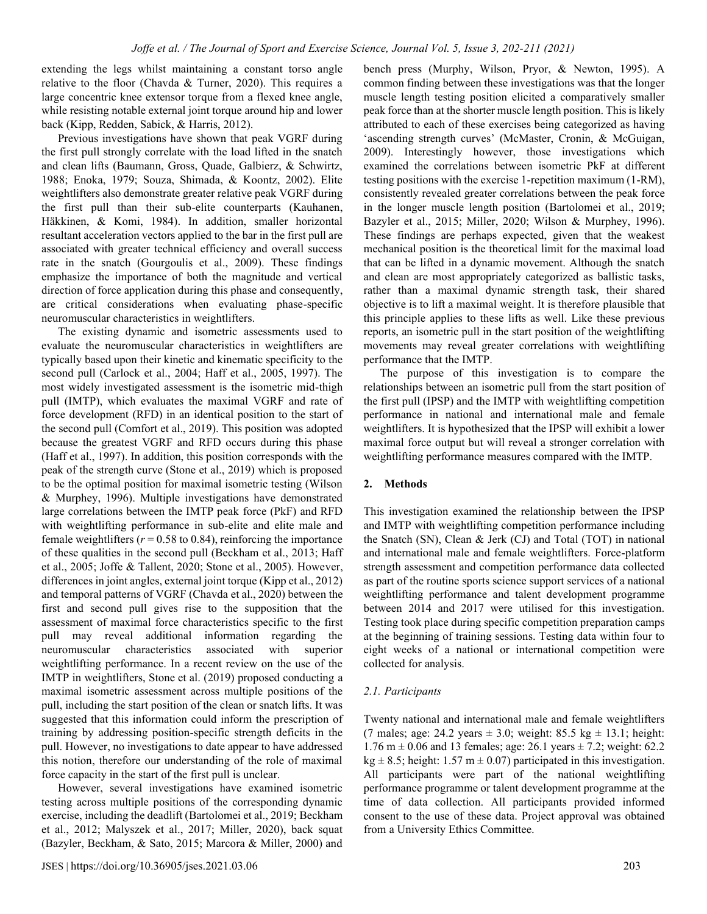extending the legs whilst maintaining a constant torso angle relative to the floor (Chavda & Turner, 2020). This requires a large concentric knee extensor torque from a flexed knee angle, while resisting notable external joint torque around hip and lower back (Kipp, Redden, Sabick, & Harris, 2012).

Previous investigations have shown that peak VGRF during the first pull strongly correlate with the load lifted in the snatch and clean lifts (Baumann, Gross, Quade, Galbierz, & Schwirtz, 1988; Enoka, 1979; Souza, Shimada, & Koontz, 2002). Elite weightlifters also demonstrate greater relative peak VGRF during the first pull than their sub-elite counterparts (Kauhanen, Häkkinen, & Komi, 1984). In addition, smaller horizontal resultant acceleration vectors applied to the bar in the first pull are associated with greater technical efficiency and overall success rate in the snatch (Gourgoulis et al., 2009). These findings emphasize the importance of both the magnitude and vertical direction of force application during this phase and consequently, are critical considerations when evaluating phase-specific neuromuscular characteristics in weightlifters.

The existing dynamic and isometric assessments used to evaluate the neuromuscular characteristics in weightlifters are typically based upon their kinetic and kinematic specificity to the second pull (Carlock et al., 2004; Haff et al., 2005, 1997). The most widely investigated assessment is the isometric mid-thigh pull (IMTP), which evaluates the maximal VGRF and rate of force development (RFD) in an identical position to the start of the second pull (Comfort et al., 2019). This position was adopted because the greatest VGRF and RFD occurs during this phase (Haff et al., 1997). In addition, this position corresponds with the peak of the strength curve (Stone et al., 2019) which is proposed to be the optimal position for maximal isometric testing (Wilson & Murphey, 1996). Multiple investigations have demonstrated large correlations between the IMTP peak force (PkF) and RFD with weightlifting performance in sub-elite and elite male and female weightlifters ($r$ = 0.58 to 0.84), reinforcing the importance of these qualities in the second pull (Beckham et al., 2013; Haff et al., 2005; Joffe & Tallent, 2020; Stone et al., 2005). However, differences in joint angles, external joint torque (Kipp et al., 2012) and temporal patterns of VGRF (Chavda et al., 2020) between the first and second pull gives rise to the supposition that the assessment of maximal force characteristics specific to the first pull may reveal additional information regarding the neuromuscular characteristics associated with superior weightlifting performance. In a recent review on the use of the IMTP in weightlifters, Stone et al. (2019) proposed conducting a maximal isometric assessment across multiple positions of the pull, including the start position of the clean or snatch lifts. It was suggested that this information could inform the prescription of training by addressing position-specific strength deficits in the pull. However, no investigations to date appear to have addressed this notion, therefore our understanding of the role of maximal force capacity in the start of the first pull is unclear.

However, several investigations have examined isometric testing across multiple positions of the corresponding dynamic exercise, including the deadlift (Bartolomei et al., 2019; Beckham et al., 2012; Malyszek et al., 2017; Miller, 2020), back squat (Bazyler, Beckham, & Sato, 2015; Marcora & Miller, 2000) and bench press (Murphy, Wilson, Pryor, & Newton, 1995). A common finding between these investigations was that the longer muscle length testing position elicited a comparatively smaller peak force than at the shorter muscle length position. This is likely attributed to each of these exercises being categorized as having 'ascending strength curves' (McMaster, Cronin, & McGuigan, 2009). Interestingly however, those investigations which examined the correlations between isometric PkF at different testing positions with the exercise 1-repetition maximum (1-RM), consistently revealed greater correlations between the peak force in the longer muscle length position (Bartolomei et al., 2019; Bazyler et al., 2015; Miller, 2020; Wilson & Murphey, 1996). These findings are perhaps expected, given that the weakest mechanical position is the theoretical limit for the maximal load that can be lifted in a dynamic movement. Although the snatch and clean are most appropriately categorized as ballistic tasks, rather than a maximal dynamic strength task, their shared objective is to lift a maximal weight. It is therefore plausible that this principle applies to these lifts as well. Like these previous reports, an isometric pull in the start position of the weightlifting movements may reveal greater correlations with weightlifting performance that the IMTP.

The purpose of this investigation is to compare the relationships between an isometric pull from the start position of the first pull (IPSP) and the IMTP with weightlifting competition performance in national and international male and female weightlifters. It is hypothesized that the IPSP will exhibit a lower maximal force output but will reveal a stronger correlation with weightlifting performance measures compared with the IMTP.

## 2. Methods

This investigation examined the relationship between the IPSP and IMTP with weightlifting competition performance including the Snatch (SN), Clean & Jerk (CJ) and Total (TOT) in national and international male and female weightlifters. Force-platform strength assessment and competition performance data collected as part of the routine sports science support services of a national weightlifting performance and talent development programme between 2014 and 2017 were utilised for this investigation. Testing took place during specific competition preparation camps at the beginning of training sessions. Testing data within four to eight weeks of a national or international competition were collected for analysis.

### 2.1. Participants

Twenty national and international male and female weightlifters (7 males; age: 24.2 years ± 3.0; weight: 85.5 kg ± 13.1; height: 1.76 m ± 0.06 and 13 females; age: 26.1 years ± 7.2; weight: 62.2 kg ± 8.5; height: 1.57 m ± 0.07) participated in this investigation. All participants were part of the national weightlifting performance programme or talent development programme at the time of data collection. All participants provided informed consent to the use of these data. Project approval was obtained from a University Ethics Committee.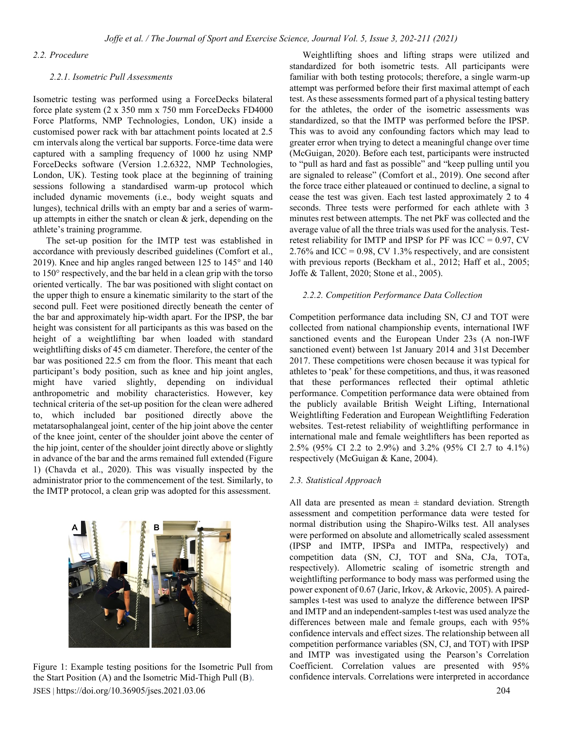### 2.2. Procedure

#### 2.2.1. Isometric Pull Assessments

Isometric testing was performed using a ForceDecks bilateral force plate system (2 x 350 mm x 750 mm ForceDecks FD4000 Force Platforms, NMP Technologies, London, UK) inside a customised power rack with bar attachment points located at 2.5 cm intervals along the vertical bar supports. Force-time data were captured with a sampling frequency of 1000 hz using NMP ForceDecks software (Version 1.2.6322, NMP Technologies, London, UK). Testing took place at the beginning of training sessions following a standardised warm-up protocol which included dynamic movements (i.e., body weight squats and lunges), technical drills with an empty bar and a series of warm-up attempts in either the snatch or clean & jerk, depending on the athlete's training programme.

The set-up position for the IMTP test was established in accordance with previously described guidelines (Comfort et al., 2019). Knee and hip angles ranged between 125 to 145° and 140 to 150° respectively, and the bar held in a clean grip with the torso oriented vertically. The bar was positioned with slight contact on the upper thigh to ensure a kinematic similarity to the start of the second pull. Feet were positioned directly beneath the center of the bar and approximately hip-width apart. For the IPSP, the bar height was consistent for all participants as this was based on the height of a weightlifting bar when loaded with standard weightlifting disks of 45 cm diameter. Therefore, the center of the bar was positioned 22.5 cm from the floor. This meant that each participant's body position, such as knee and hip joint angles, might have varied slightly, depending on individual anthropometric and mobility characteristics. However, key technical criteria of the set-up position for the clean were adhered to, which included bar positioned directly above the metatarsophalangeal joint, center of the hip joint above the center of the knee joint, center of the shoulder joint above the center of the hip joint, center of the shoulder joint directly above or slightly in advance of the bar and the arms remained full extended (Figure 1) (Chavda et al., 2020). This was visually inspected by the administrator prior to the commencement of the test. Similarly, to the IMTP protocol, a clean grip was adopted for this assessment.

Figure 1: Example testing positions for the Isometric Pull from the Start Position (A) and the Isometric Mid-Thigh Pull (B).

Weightlifting shoes and lifting straps were utilized and standardized for both isometric tests. All participants were familiar with both testing protocols; therefore, a single warm-up attempt was performed before their first maximal attempt of each test. As these assessments formed part of a physical testing battery for the athletes, the order of the isometric assessments was standardized, so that the IMTP was performed before the IPSP. This was to avoid any confounding factors which may lead to greater error when trying to detect a meaningful change over time (McGuigan, 2020). Before each test, participants were instructed to "pull as hard and fast as possible" and "keep pulling until you are signaled to release" (Comfort et al., 2019). One second after the force trace either plateaued or continued to decline, a signal to cease the test was given. Each test lasted approximately 2 to 4 seconds. Three tests were performed for each athlete with 3 minutes rest between attempts. The net PkF was collected and the average value of all the three trials was used for the analysis. Test-retest reliability for IMTP and IPSP for PF was ICC = 0.97, CV 2.76% and ICC = 0.98, CV 1.3% respectively, and are consistent with previous reports (Beckham et al., 2012; Haff et al., 2005; Joffe & Tallent, 2020; Stone et al., 2005).

#### 2.2.2. Competition Performance Data Collection

Competition performance data including SN, CJ and TOT were collected from national championship events, international IWF sanctioned events and the European Under 23s (A non-IWF sanctioned event) between 1st January 2014 and 31st December 2017. These competitions were chosen because it was typical for athletes to 'peak' for these competitions, and thus, it was reasoned that these performances reflected their optimal athletic performance. Competition performance data were obtained from the publicly available British Weight Lifting, International Weightlifting Federation and European Weightlifting Federation websites. Test-retest reliability of weightlifting performance in international male and female weightlifters has been reported as 2.5% (95% CI 2.2 to 2.9%) and 3.2% (95% CI 2.7 to 4.1%) respectively (McGuigan & Kane, 2004).

### 2.3. Statistical Approach

All data are presented as mean ± standard deviation. Strength assessment and competition performance data were tested for normal distribution using the Shapiro-Wilks test. All analyses were performed on absolute and allometrically scaled assessment (IPSP and IMTP, IPSPa and IMTPa, respectively) and competition data (SN, CJ, TOT and SNa, CJa, TOTa, respectively). Allometric scaling of isometric strength and weightlifting performance to body mass was performed using the power exponent of 0.67 (Jaric, Irkov, & Arkovic, 2005). A paired-samples t-test was used to analyze the difference between IPSP and IMTP and an independent-samples t-test was used analyze the differences between male and female groups, each with 95% confidence intervals and effect sizes. The relationship between all competition performance variables (SN, CJ, and TOT) with IPSP and IMTP was investigated using the Pearson's Correlation Coefficient. Correlation values are presented with 95% confidence intervals. Correlations were interpreted in accordance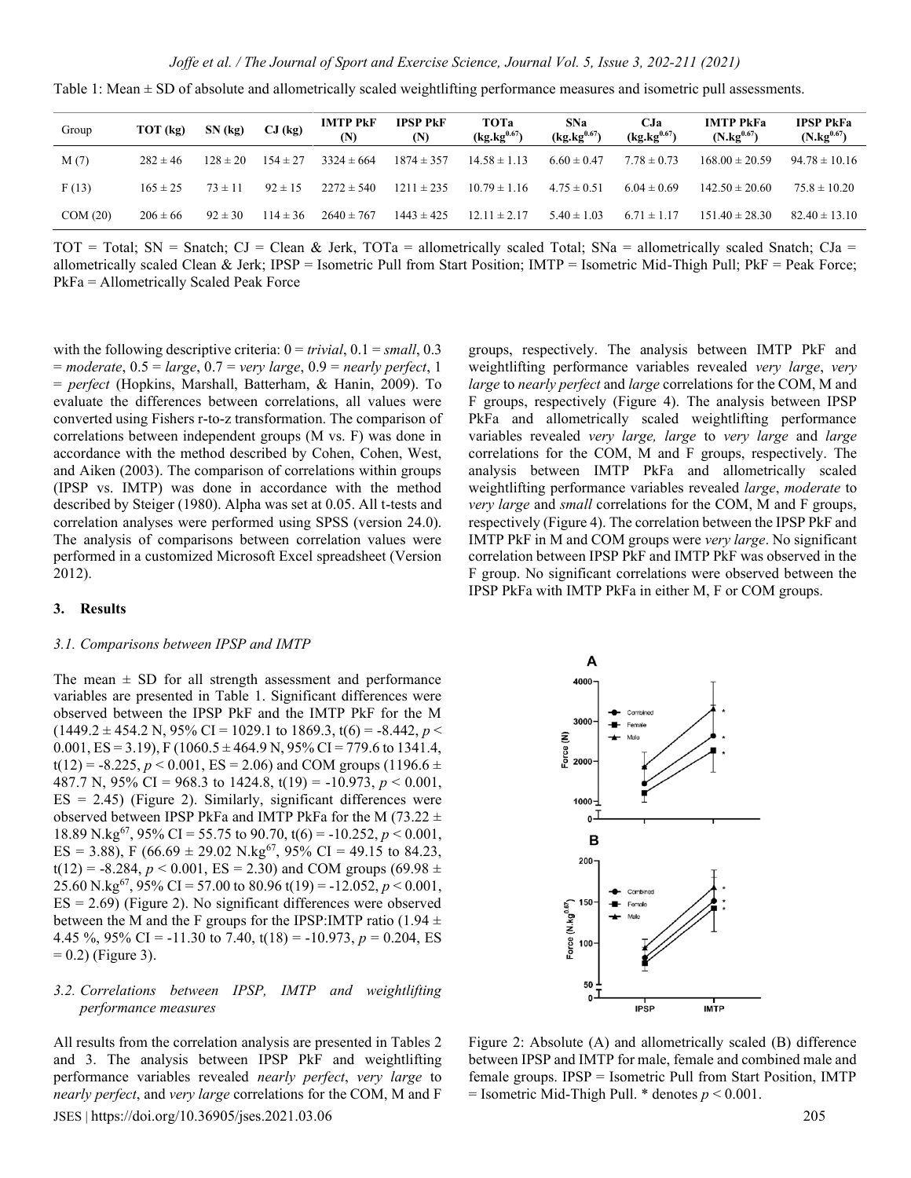Table 1: Mean ± SD of absolute and allometrically scaled weightlifting performance measures and isometric pull assessments.

| Group | TOT (kg) | SN (kg) | CJ (kg) | IMTP PkF (N) | IPSP PkF (N) | TOTa ($kg.kg^{0.67}$) | SNa ($kg.kg^{0.67}$) | CJa ($kg.kg^{0.67}$) | IMTP PkFa ($N.kg^{0.67}$) | IPSP PkFa ($N.kg^{0.67}$) |
|---|---|---|---|---|---|---|---|---|---|---|
| M (7) | 282 ± 46 | 128 ± 20 | 154 ± 27 | 3324 ± 664 | 1874 ± 357 | 14.58 ± 1.13 | 6.60 ± 0.47 | 7.78 ± 0.73 | 168.00 ± 20.59 | 94.78 ± 10.16 |
| F (13) | 165 ± 25 | 73 ± 11 | 92 ± 15 | 2272 ± 540 | 1211 ± 235 | 10.79 ± 1.16 | 4.75 ± 0.51 | 6.04 ± 0.69 | 142.50 ± 20.60 | 75.8 ± 10.20 |
| COM (20) | 206 ± 66 | 92 ± 30 | 114 ± 36 | 2640 ± 767 | 1443 ± 425 | 12.11 ± 2.17 | 5.40 ± 1.03 | 6.71 ± 1.17 | 151.40 ± 28.30 | 82.40 ± 13.10 |

TOT = Total; SN = Snatch; CJ = Clean & Jerk, TOTa = allometrically scaled Total; SNa = allometrically scaled Snatch; CJa = allometrically scaled Clean & Jerk; IPSP = Isometric Pull from Start Position; IMTP = Isometric Mid-Thigh Pull; PkF = Peak Force; PkFa = Allometrically Scaled Peak Force

with the following descriptive criteria: 0 = *trivial*, 0.1 = *small*, 0.3 = *moderate*, 0.5 = *large*, 0.7 = *very large*, 0.9 = *nearly perfect*, 1 = *perfect* (Hopkins, Marshall, Batterham, & Hanin, 2009). To evaluate the differences between correlations, all values were converted using Fishers r-to-z transformation. The comparison of correlations between independent groups (M vs. F) was done in accordance with the method described by Cohen, Cohen, West, and Aiken (2003). The comparison of correlations within groups (IPSP vs. IMTP) was done in accordance with the method described by Steiger (1980). Alpha was set at 0.05. All t-tests and correlation analyses were performed using SPSS (version 24.0). The analysis of comparisons between correlation values were performed in a customized Microsoft Excel spreadsheet (Version 2012).

## 3. Results

### 3.1. Comparisons between IPSP and IMTP

The mean ± SD for all strength assessment and performance variables are presented in Table 1. Significant differences were observed between the IPSP PkF and the IMTP PkF for the M (1449.2 ± 454.2 N, 95% CI = 1029.1 to 1869.3, $t(6) = -8.442$, $p < 0.001$, ES = 3.19), F (1060.5 ± 464.9 N, 95% CI = 779.6 to 1341.4, $t(12) = -8.225$, $p < 0.001$, ES = 2.06) and COM groups (1196.6 ± 487.7 N, 95% CI = 968.3 to 1424.8, $t(19) = -10.973$, $p < 0.001$, ES = 2.45) (Figure 2). Similarly, significant differences were observed between IPSP PkFa and IMTP PkFa for the M (73.22 ± 18.89 $N.kg^{67}$, 95% CI = 55.75 to 90.70, $t(6) = -10.252$, $p < 0.001$, ES = 3.88), F (66.69 ± 29.02 $N.kg^{67}$, 95% CI = 49.15 to 84.23, $t(12) = -8.284$, $p < 0.001$, ES = 2.30) and COM groups (69.98 ± 25.60 $N.kg^{67}$, 95% CI = 57.00 to 80.96 $t(19) = -12.052$, $p < 0.001$, ES = 2.69) (Figure 2). No significant differences were observed between the M and the F groups for the IPSP:IMTP ratio (1.94 ± 4.45 %, 95% CI = -11.30 to 7.40, $t(18) = -10.973$, $p = 0.204$, ES = 0.2) (Figure 3).

### 3.2. Correlations between IPSP, IMTP and weightlifting performance measures

All results from the correlation analysis are presented in Tables 2 and 3. The analysis between IPSP PkF and weightlifting performance variables revealed *nearly perfect*, *very large* to *nearly perfect*, and *very large* correlations for the COM, M and F groups, respectively. The analysis between IMTP PkF and weightlifting performance variables revealed *very large*, *very large* to *nearly perfect* and *large* correlations for the COM, M and F groups, respectively (Figure 4). The analysis between IPSP PkFa and allometrically scaled weightlifting performance variables revealed *very large, large* to *very large* and *large* correlations for the COM, M and F groups, respectively. The analysis between IMTP PkFa and allometrically scaled weightlifting performance variables revealed *large*, *moderate* to *very large* and *small* correlations for the COM, M and F groups, respectively (Figure 4). The correlation between the IPSP PkF and IMTP PkF in M and COM groups were *very large*. No significant correlation between IPSP PkF and IMTP PkF was observed in the F group. No significant correlations were observed between the IPSP PkFa with IMTP PkFa in either M, F or COM groups.

Figure 2: Absolute (A) and allometrically scaled (B) difference between IPSP and IMTP for male, female and combined male and female groups. IPSP = Isometric Pull from Start Position, IMTP = Isometric Mid-Thigh Pull. * denotes $p < 0.001$.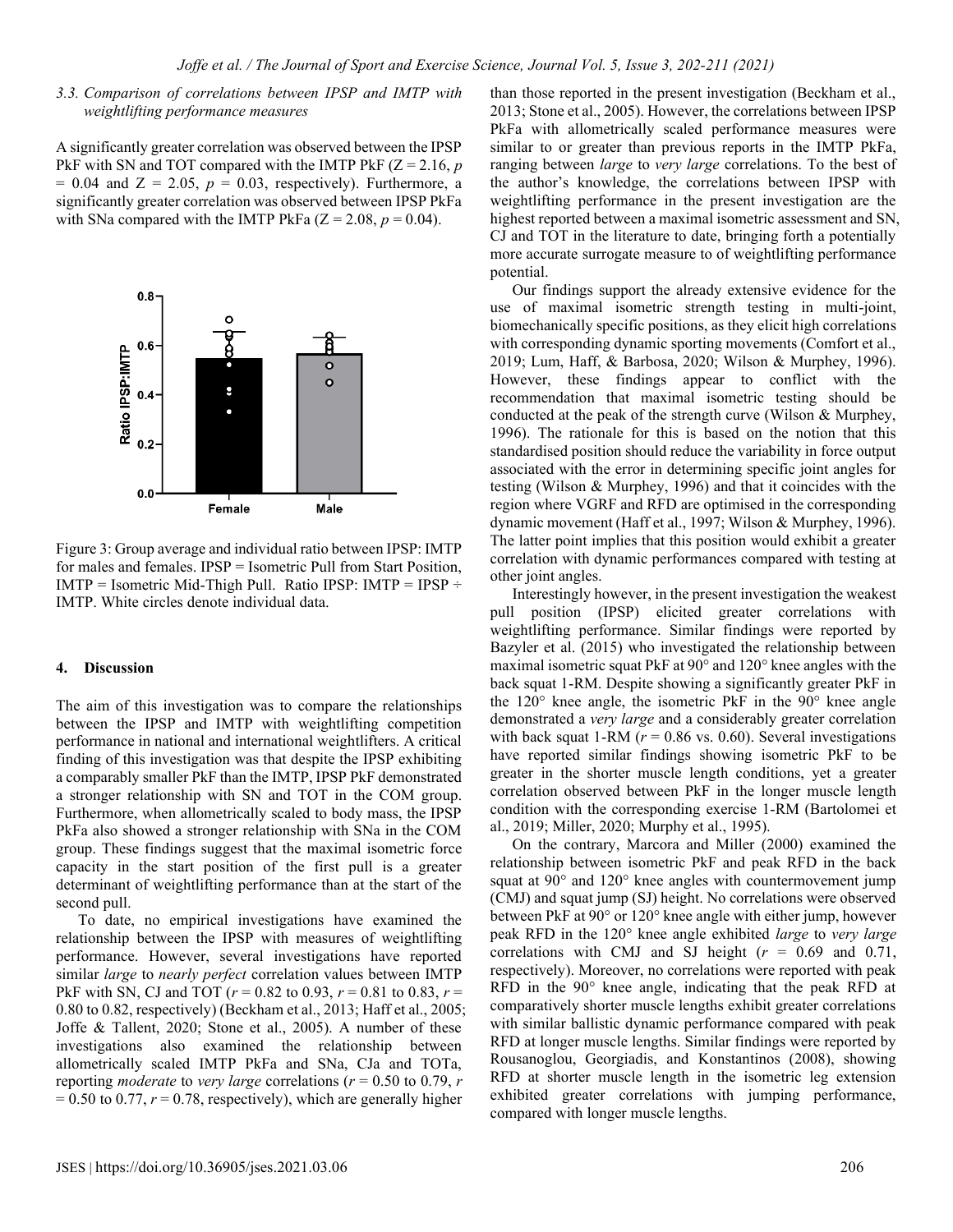### 3.3. Comparison of correlations between IPSP and IMTP with weightlifting performance measures

A significantly greater correlation was observed between the IPSP PkF with SN and TOT compared with the IMTP PkF ($Z = 2.16$, $p = 0.04$ and $Z = 2.05$, $p = 0.03$, respectively). Furthermore, a significantly greater correlation was observed between IPSP PkFa with SNa compared with the IMTP PkFa ($Z = 2.08$, $p = 0.04$).

Figure 3: Group average and individual ratio between IPSP: IMTP for males and females. IPSP = Isometric Pull from Start Position, IMTP = Isometric Mid-Thigh Pull. Ratio IPSP: IMTP = IPSP ÷ IMTP. White circles denote individual data.

## 4. Discussion

The aim of this investigation was to compare the relationships between the IPSP and IMTP with weightlifting competition performance in national and international weightlifters. A critical finding of this investigation was that despite the IPSP exhibiting a comparably smaller PkF than the IMTP, IPSP PkF demonstrated a stronger relationship with SN and TOT in the COM group. Furthermore, when allometrically scaled to body mass, the IPSP PkFa also showed a stronger relationship with SNa in the COM group. These findings suggest that the maximal isometric force capacity in the start position of the first pull is a greater determinant of weightlifting performance than at the start of the second pull.

To date, no empirical investigations have examined the relationship between the IPSP with measures of weightlifting performance. However, several investigations have reported similar *large* to *nearly perfect* correlation values between IMTP PkF with SN, CJ and TOT ($r = 0.82$ to $0.93$, $r = 0.81$ to $0.83$, $r = 0.80$ to $0.82$, respectively) (Beckham et al., 2013; Haff et al., 2005; Joffe & Tallent, 2020; Stone et al., 2005). A number of these investigations also examined the relationship between allometrically scaled IMTP PkFa and SNa, CJa and TOTa, reporting *moderate* to *very large* correlations ($r = 0.50$ to $0.79$, $r = 0.50$ to $0.77$, $r = 0.78$, respectively), which are generally higher than those reported in the present investigation (Beckham et al., 2013; Stone et al., 2005). However, the correlations between IPSP PkFa with allometrically scaled performance measures were similar to or greater than previous reports in the IMTP PkFa, ranging between *large* to *very large* correlations. To the best of the author's knowledge, the correlations between IPSP with weightlifting performance in the present investigation are the highest reported between a maximal isometric assessment and SN, CJ and TOT in the literature to date, bringing forth a potentially more accurate surrogate measure to of weightlifting performance potential.

Our findings support the already extensive evidence for the use of maximal isometric strength testing in multi-joint, biomechanically specific positions, as they elicit high correlations with corresponding dynamic sporting movements (Comfort et al., 2019; Lum, Haff, & Barbosa, 2020; Wilson & Murphey, 1996). However, these findings appear to conflict with the recommendation that maximal isometric testing should be conducted at the peak of the strength curve (Wilson & Murphey, 1996). The rationale for this is based on the notion that this standardised position should reduce the variability in force output associated with the error in determining specific joint angles for testing (Wilson & Murphey, 1996) and that it coincides with the region where VGRF and RFD are optimised in the corresponding dynamic movement (Haff et al., 1997; Wilson & Murphey, 1996). The latter point implies that this position would exhibit a greater correlation with dynamic performances compared with testing at other joint angles.

Interestingly however, in the present investigation the weakest pull position (IPSP) elicited greater correlations with weightlifting performance. Similar findings were reported by Bazyler et al. (2015) who investigated the relationship between maximal isometric squat PkF at 90° and 120° knee angles with the back squat 1-RM. Despite showing a significantly greater PkF in the 120° knee angle, the isometric PkF in the 90° knee angle demonstrated a *very large* and a considerably greater correlation with back squat 1-RM ($r = 0.86$ vs. $0.60$). Several investigations have reported similar findings showing isometric PkF to be greater in the shorter muscle length conditions, yet a greater correlation observed between PkF in the longer muscle length condition with the corresponding exercise 1-RM (Bartolomei et al., 2019; Miller, 2020; Murphy et al., 1995).

On the contrary, Marcora and Miller (2000) examined the relationship between isometric PkF and peak RFD in the back squat at 90° and 120° knee angles with countermovement jump (CMJ) and squat jump (SJ) height. No correlations were observed between PkF at 90° or 120° knee angle with either jump, however peak RFD in the 120° knee angle exhibited *large* to *very large* correlations with CMJ and SJ height ($r = 0.69$ and $0.71$, respectively). Moreover, no correlations were reported with peak RFD in the 90° knee angle, indicating that the peak RFD at comparatively shorter muscle lengths exhibit greater correlations with similar ballistic dynamic performance compared with peak RFD at longer muscle lengths. Similar findings were reported by Rousanoglou, Georgiadis, and Konstantinos (2008), showing RFD at shorter muscle length in the isometric leg extension exhibited greater correlations with jumping performance, compared with longer muscle lengths.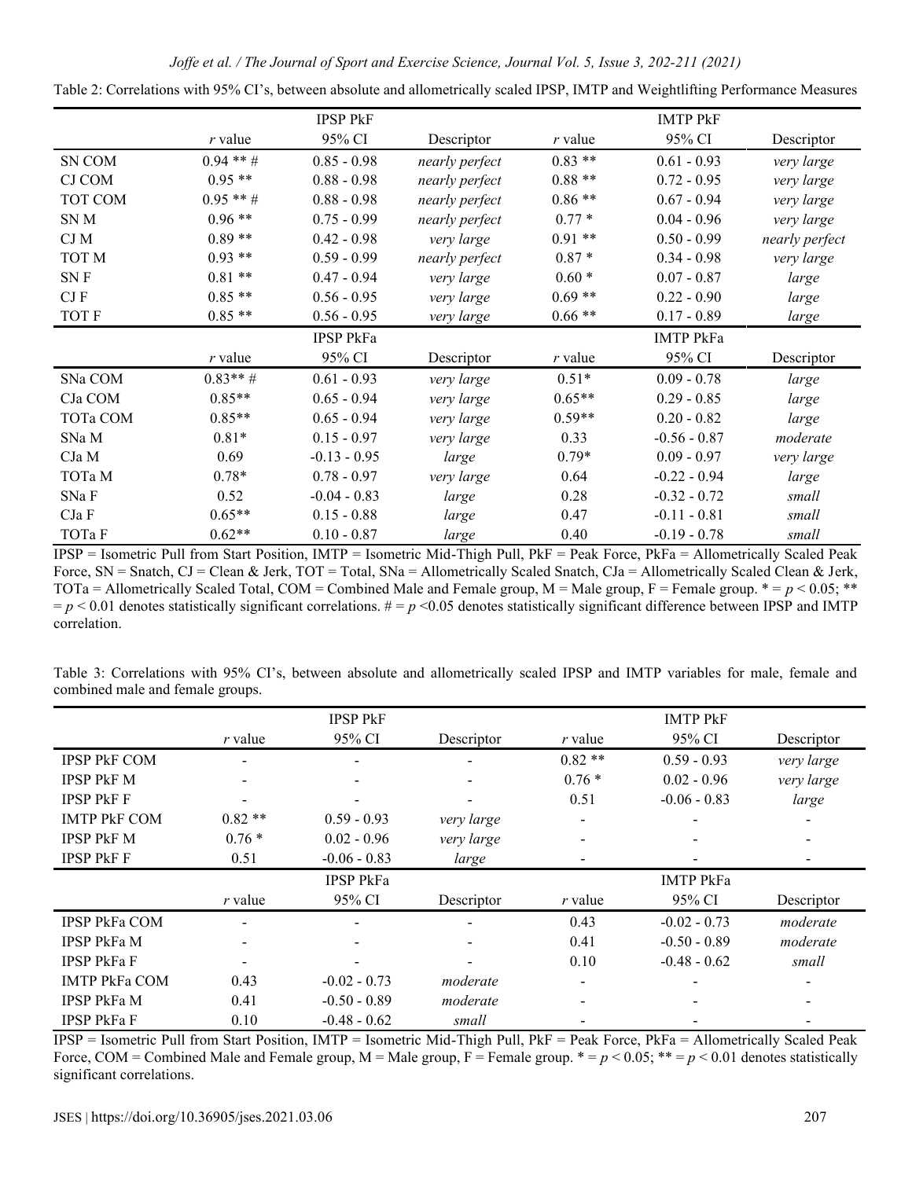Table 2: Correlations with 95% CI's, between absolute and allometrically scaled IPSP, IMTP and Weightlifting Performance Measures

| | IPSP PkF | | | IMTP PkF | | |
|---|---|---|---|---|---|---|
| | *r* value | 95% CI | Descriptor | *r* value | 95% CI | Descriptor |
| SN COM | 0.94 ** # | 0.85 - 0.98 | *nearly perfect* | 0.83 ** | 0.61 - 0.93 | *very large* |
| CJ COM | 0.95 ** | 0.88 - 0.98 | *nearly perfect* | 0.88 ** | 0.72 - 0.95 | *very large* |
| TOT COM | 0.95 ** # | 0.88 - 0.98 | *nearly perfect* | 0.86 ** | 0.67 - 0.94 | *very large* |
| SN M | 0.96 ** | 0.75 - 0.99 | *nearly perfect* | 0.77 * | 0.04 - 0.96 | *very large* |
| CJ M | 0.89 ** | 0.42 - 0.98 | *very large* | 0.91 ** | 0.50 - 0.99 | *nearly perfect* |
| TOT M | 0.93 ** | 0.59 - 0.99 | *nearly perfect* | 0.87 * | 0.34 - 0.98 | *very large* |
| SN F | 0.81 ** | 0.47 - 0.94 | *very large* | 0.60 * | 0.07 - 0.87 | *large* |
| CJ F | 0.85 ** | 0.56 - 0.95 | *very large* | 0.69 ** | 0.22 - 0.90 | *large* |
| TOT F | 0.85 ** | 0.56 - 0.95 | *very large* | 0.66 ** | 0.17 - 0.89 | *large* |
| | IPSP PkFa | | | IMTP PkFa | | |
| | *r* value | 95% CI | Descriptor | *r* value | 95% CI | Descriptor |
| SNa COM | 0.83** # | 0.61 - 0.93 | *very large* | 0.51* | 0.09 - 0.78 | *large* |
| CJa COM | 0.85** | 0.65 - 0.94 | *very large* | 0.65** | 0.29 - 0.85 | *large* |
| TOTa COM | 0.85** | 0.65 - 0.94 | *very large* | 0.59** | 0.20 - 0.82 | *large* |
| SNa M | 0.81* | 0.15 - 0.97 | *very large* | 0.33 | -0.56 - 0.87 | *moderate* |
| CJa M | 0.69 | -0.13 - 0.95 | *large* | 0.79* | 0.09 - 0.97 | *very large* |
| TOTa M | 0.78* | 0.78 - 0.97 | *very large* | 0.64 | -0.22 - 0.94 | *large* |
| SNa F | 0.52 | -0.04 - 0.83 | *large* | 0.28 | -0.32 - 0.72 | *small* |
| CJa F | 0.65** | 0.15 - 0.88 | *large* | 0.47 | -0.11 - 0.81 | *small* |
| TOTa F | 0.62** | 0.10 - 0.87 | *large* | 0.40 | -0.19 - 0.78 | *small* |

IPSP = Isometric Pull from Start Position, IMTP = Isometric Mid-Thigh Pull, PkF = Peak Force, PkFa = Allometrically Scaled Peak Force, SN = Snatch, CJ = Clean & Jerk, TOT = Total, SNa = Allometrically Scaled Snatch, CJa = Allometrically Scaled Clean & Jerk, TOTa = Allometrically Scaled Total, COM = Combined Male and Female group, M = Male group, F = Female group. * = $p < 0.05$; ** = $p < 0.01$ denotes statistically significant correlations. # = $p < 0.05$ denotes statistically significant difference between IPSP and IMTP correlation.

Table 3: Correlations with 95% CI's, between absolute and allometrically scaled IPSP and IMTP variables for male, female and combined male and female groups.

| | IPSP PkF | | | IMTP PkF | | |
|---|---|---|---|---|---|---|
| | *r* value | 95% CI | Descriptor | *r* value | 95% CI | Descriptor |
| IPSP PkF COM | - | - | - | 0.82 ** | 0.59 - 0.93 | *very large* |
| IPSP PkF M | - | - | - | 0.76 * | 0.02 - 0.96 | *very large* |
| IPSP PkF F | - | - | - | 0.51 | -0.06 - 0.83 | *large* |
| IMTP PkF COM | 0.82 ** | 0.59 - 0.93 | *very large* | - | - | - |
| IPSP PkF M | 0.76 * | 0.02 - 0.96 | *very large* | - | - | - |
| IPSP PkF F | 0.51 | -0.06 - 0.83 | *large* | - | - | - |
| | IPSP PkFa | | | IMTP PkFa | | |
| | *r* value | 95% CI | Descriptor | *r* value | 95% CI | Descriptor |
| IPSP PkFa COM | - | - | - | 0.43 | -0.02 - 0.73 | *moderate* |
| IPSP PkFa M | - | - | - | 0.41 | -0.50 - 0.89 | *moderate* |
| IPSP PkFa F | - | - | - | 0.10 | -0.48 - 0.62 | *small* |
| IMTP PkFa COM | 0.43 | -0.02 - 0.73 | *moderate* | - | - | - |
| IPSP PkFa M | 0.41 | -0.50 - 0.89 | *moderate* | - | - | - |
| IPSP PkFa F | 0.10 | -0.48 - 0.62 | *small* | - | - | - |

IPSP = Isometric Pull from Start Position, IMTP = Isometric Mid-Thigh Pull, PkF = Peak Force, PkFa = Allometrically Scaled Peak Force, COM = Combined Male and Female group, M = Male group, F = Female group. * = $p < 0.05$; ** = $p < 0.01$ denotes statistically significant correlations.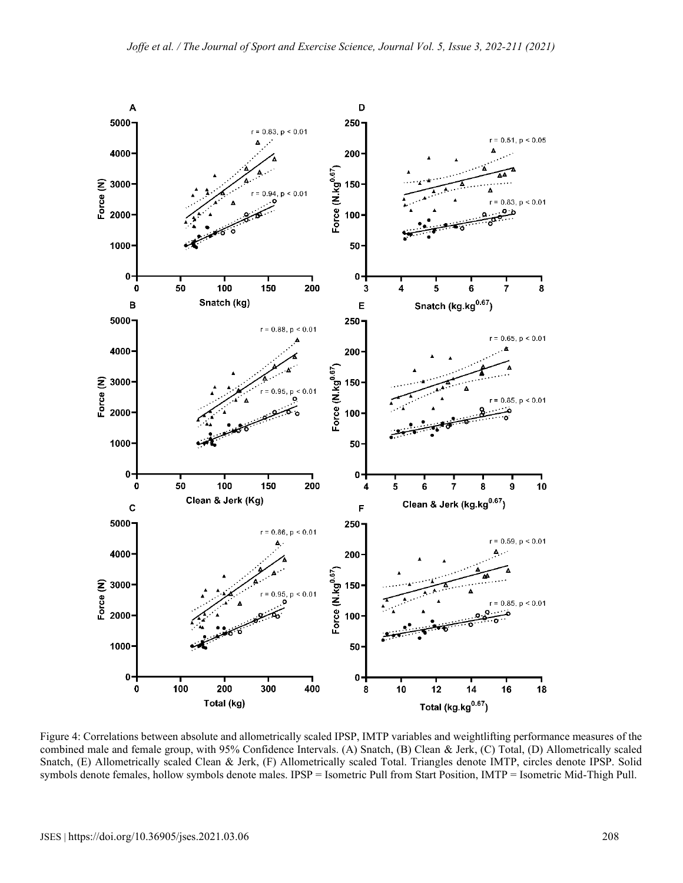Figure 4: Correlations between absolute and allometrically scaled IPSP, IMTP variables and weightlifting performance measures of the combined male and female group, with 95% Confidence Intervals. (A) Snatch, (B) Clean & Jerk, (C) Total, (D) Allometrically scaled Snatch, (E) Allometrically scaled Clean & Jerk, (F) Allometrically scaled Total. Triangles denote IMTP, circles denote IPSP. Solid symbols denote females, hollow symbols denote males. IPSP = Isometric Pull from Start Position, IMTP = Isometric Mid-Thigh Pull.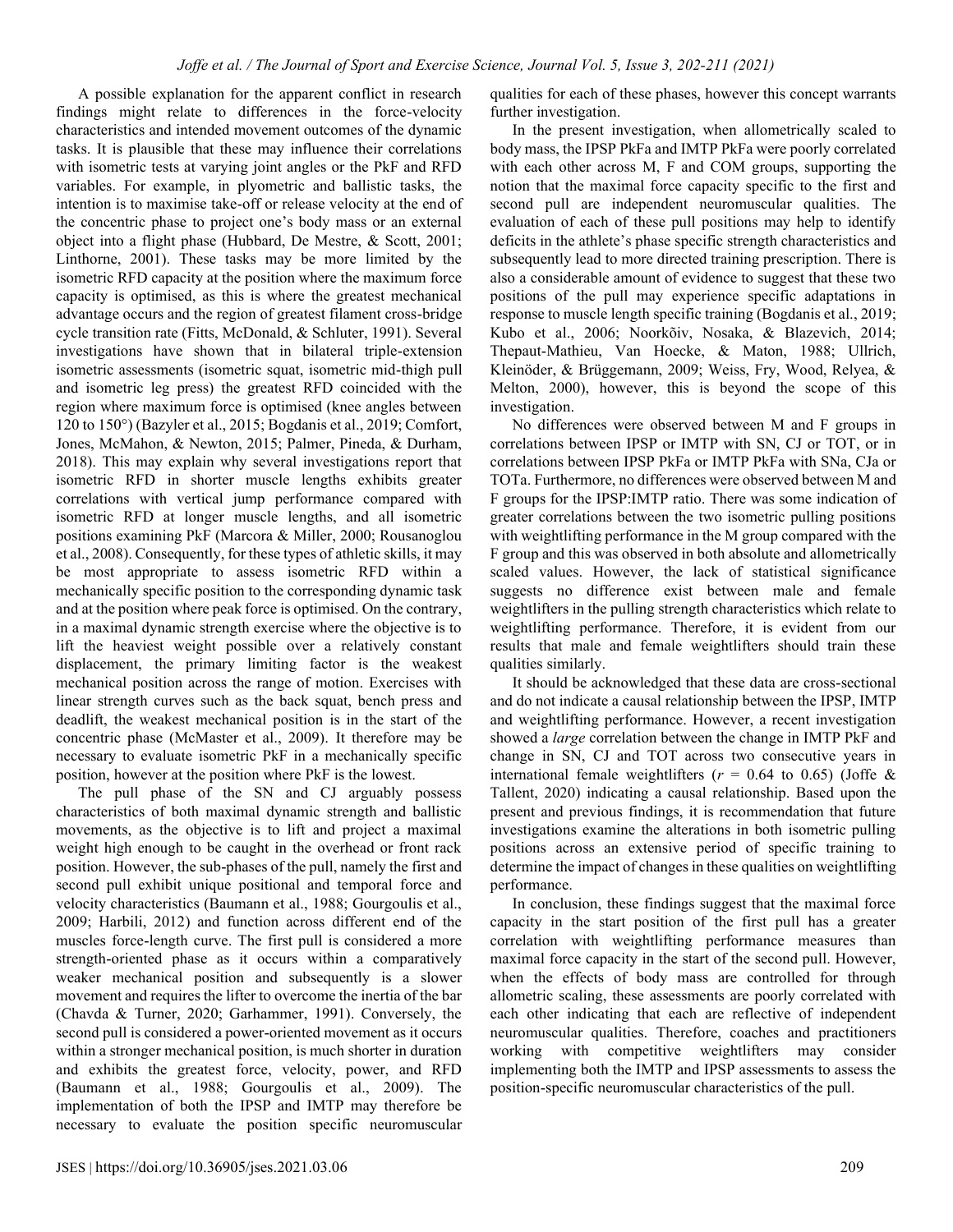A possible explanation for the apparent conflict in research findings might relate to differences in the force-velocity characteristics and intended movement outcomes of the dynamic tasks. It is plausible that these may influence their correlations with isometric tests at varying joint angles or the PkF and RFD variables. For example, in plyometric and ballistic tasks, the intention is to maximise take-off or release velocity at the end of the concentric phase to project one's body mass or an external object into a flight phase (Hubbard, De Mestre, & Scott, 2001; Linthorne, 2001). These tasks may be more limited by the isometric RFD capacity at the position where the maximum force capacity is optimised, as this is where the greatest mechanical advantage occurs and the region of greatest filament cross-bridge cycle transition rate (Fitts, McDonald, & Schluter, 1991). Several investigations have shown that in bilateral triple-extension isometric assessments (isometric squat, isometric mid-thigh pull and isometric leg press) the greatest RFD coincided with the region where maximum force is optimised (knee angles between 120 to 150°) (Bazyler et al., 2015; Bogdanis et al., 2019; Comfort, Jones, McMahon, & Newton, 2015; Palmer, Pineda, & Durham, 2018). This may explain why several investigations report that isometric RFD in shorter muscle lengths exhibits greater correlations with vertical jump performance compared with isometric RFD at longer muscle lengths, and all isometric positions examining PkF (Marcora & Miller, 2000; Rousanoglou et al., 2008). Consequently, for these types of athletic skills, it may be most appropriate to assess isometric RFD within a mechanically specific position to the corresponding dynamic task and at the position where peak force is optimised. On the contrary, in a maximal dynamic strength exercise where the objective is to lift the heaviest weight possible over a relatively constant displacement, the primary limiting factor is the weakest mechanical position across the range of motion. Exercises with linear strength curves such as the back squat, bench press and deadlift, the weakest mechanical position is in the start of the concentric phase (McMaster et al., 2009). It therefore may be necessary to evaluate isometric PkF in a mechanically specific position, however at the position where PkF is the lowest.

The pull phase of the SN and CJ arguably possess characteristics of both maximal dynamic strength and ballistic movements, as the objective is to lift and project a maximal weight high enough to be caught in the overhead or front rack position. However, the sub-phases of the pull, namely the first and second pull exhibit unique positional and temporal force and velocity characteristics (Baumann et al., 1988; Gourgoulis et al., 2009; Harbili, 2012) and function across different end of the muscles force-length curve. The first pull is considered a more strength-oriented phase as it occurs within a comparatively weaker mechanical position and subsequently is a slower movement and requires the lifter to overcome the inertia of the bar (Chavda & Turner, 2020; Garhammer, 1991). Conversely, the second pull is considered a power-oriented movement as it occurs within a stronger mechanical position, is much shorter in duration and exhibits the greatest force, velocity, power, and RFD (Baumann et al., 1988; Gourgoulis et al., 2009). The implementation of both the IPSP and IMTP may therefore be necessary to evaluate the position specific neuromuscular qualities for each of these phases, however this concept warrants further investigation.

In the present investigation, when allometrically scaled to body mass, the IPSP PkFa and IMTP PkFa were poorly correlated with each other across M, F and COM groups, supporting the notion that the maximal force capacity specific to the first and second pull are independent neuromuscular qualities. The evaluation of each of these pull positions may help to identify deficits in the athlete's phase specific strength characteristics and subsequently lead to more directed training prescription. There is also a considerable amount of evidence to suggest that these two positions of the pull may experience specific adaptations in response to muscle length specific training (Bogdanis et al., 2019; Kubo et al., 2006; Noorkõiv, Nosaka, & Blazevich, 2014; Thepaut-Mathieu, Van Hoecke, & Maton, 1988; Ullrich, Kleinöder, & Brüggemann, 2009; Weiss, Fry, Wood, Relyea, & Melton, 2000), however, this is beyond the scope of this investigation.

No differences were observed between M and F groups in correlations between IPSP or IMTP with SN, CJ or TOT, or in correlations between IPSP PkFa or IMTP PkFa with SNa, CJa or TOTa. Furthermore, no differences were observed between M and F groups for the IPSP:IMTP ratio. There was some indication of greater correlations between the two isometric pulling positions with weightlifting performance in the M group compared with the F group and this was observed in both absolute and allometrically scaled values. However, the lack of statistical significance suggests no difference exist between male and female weightlifters in the pulling strength characteristics which relate to weightlifting performance. Therefore, it is evident from our results that male and female weightlifters should train these qualities similarly.

It should be acknowledged that these data are cross-sectional and do not indicate a causal relationship between the IPSP, IMTP and weightlifting performance. However, a recent investigation showed a *large* correlation between the change in IMTP PkF and change in SN, CJ and TOT across two consecutive years in international female weightlifters ($r$ = 0.64 to 0.65) (Joffe & Tallent, 2020) indicating a causal relationship. Based upon the present and previous findings, it is recommendation that future investigations examine the alterations in both isometric pulling positions across an extensive period of specific training to determine the impact of changes in these qualities on weightlifting performance.

In conclusion, these findings suggest that the maximal force capacity in the start position of the first pull has a greater correlation with weightlifting performance measures than maximal force capacity in the start of the second pull. However, when the effects of body mass are controlled for through allometric scaling, these assessments are poorly correlated with each other indicating that each are reflective of independent neuromuscular qualities. Therefore, coaches and practitioners working with competitive weightlifters may consider implementing both the IMTP and IPSP assessments to assess the position-specific neuromuscular characteristics of the pull.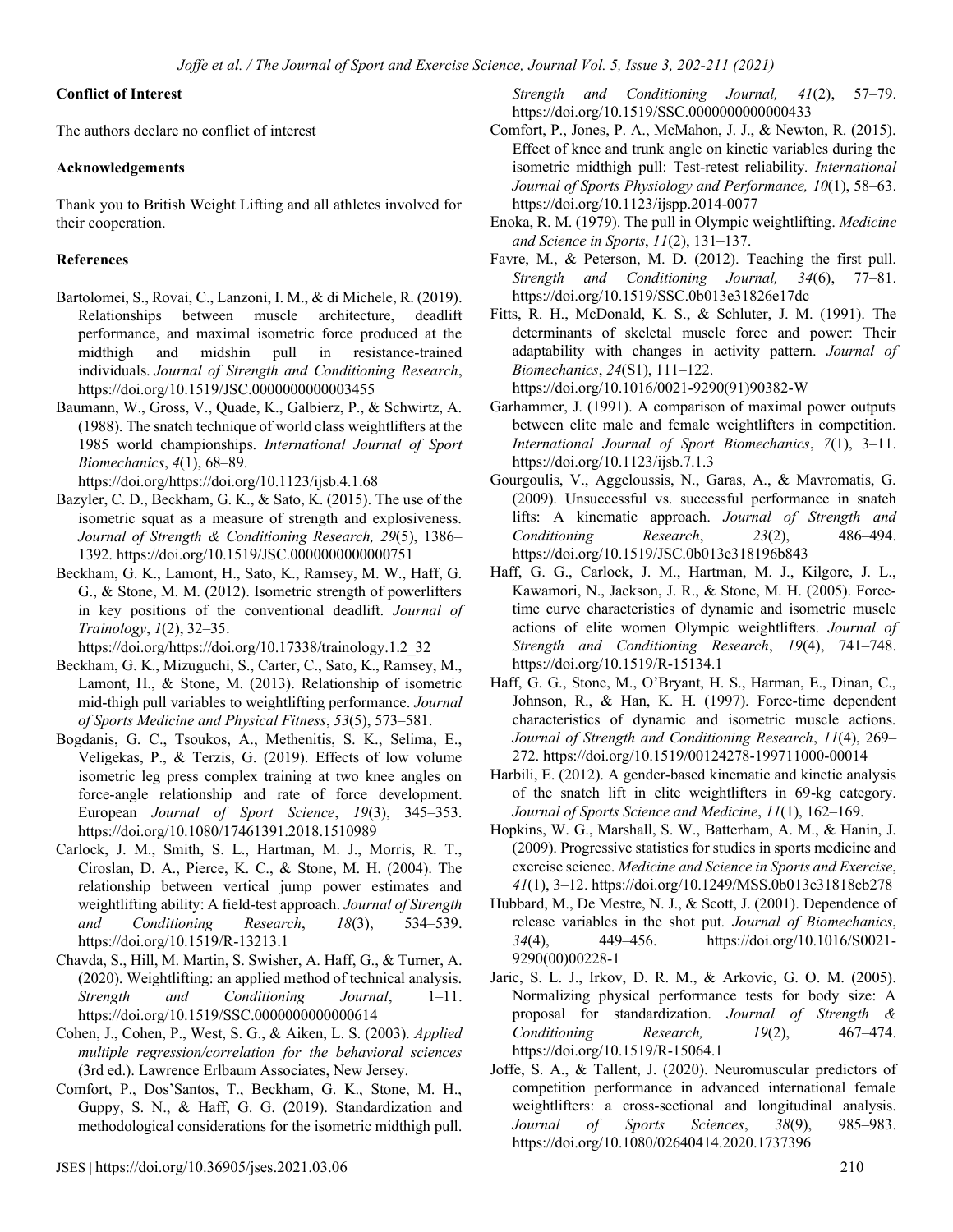**Conflict of Interest**

The authors declare no conflict of interest

**Acknowledgements**

Thank you to British Weight Lifting and all athletes involved for their cooperation.

**References**

Bartolomei, S., Rovai, C., Lanzoni, I. M., & di Michele, R. (2019). Relationships between muscle architecture, deadlift performance, and maximal isometric force produced at the midthigh and midshin pull in resistance-trained individuals. *Journal of Strength and Conditioning Research*, https://doi.org/10.1519/JSC.0000000000003455

Baumann, W., Gross, V., Quade, K., Galbierz, P., & Schwirtz, A. (1988). The snatch technique of world class weightlifters at the 1985 world championships. *International Journal of Sport Biomechanics*, *4*(1), 68–89. https://doi.org/https://doi.org/10.1123/ijsb.4.1.68

Bazyler, C. D., Beckham, G. K., & Sato, K. (2015). The use of the isometric squat as a measure of strength and explosiveness. *Journal of Strength & Conditioning Research, 29*(5), 1386–1392. https://doi.org/10.1519/JSC.0000000000000751

Beckham, G. K., Lamont, H., Sato, K., Ramsey, M. W., Haff, G. G., & Stone, M. M. (2012). Isometric strength of powerlifters in key positions of the conventional deadlift. *Journal of Trainology*, *1*(2), 32–35. https://doi.org/https://doi.org/10.17338/trainology.1.2_32

Beckham, G. K., Mizuguchi, S., Carter, C., Sato, K., Ramsey, M., Lamont, H., & Stone, M. (2013). Relationship of isometric mid-thigh pull variables to weightlifting performance. *Journal of Sports Medicine and Physical Fitness*, *53*(5), 573–581.

Bogdanis, G. C., Tsoukos, A., Methenitis, S. K., Selima, E., Veligekas, P., & Terzis, G. (2019). Effects of low volume isometric leg press complex training at two knee angles on force-angle relationship and rate of force development. European *Journal of Sport Science*, *19*(3), 345–353. https://doi.org/10.1080/17461391.2018.1510989

Carlock, J. M., Smith, S. L., Hartman, M. J., Morris, R. T., Ciroslan, D. A., Pierce, K. C., & Stone, M. H. (2004). The relationship between vertical jump power estimates and weightlifting ability: A field-test approach. *Journal of Strength and Conditioning Research*, *18*(3), 534–539. https://doi.org/10.1519/R-13213.1

Chavda, S., Hill, M. Martin, S. Swisher, A. Haff, G., & Turner, A. (2020). Weightlifting: an applied method of technical analysis. *Strength and Conditioning Journal*, 1–11. https://doi.org/10.1519/SSC.0000000000000614

Cohen, J., Cohen, P., West, S. G., & Aiken, L. S. (2003). *Applied multiple regression/correlation for the behavioral sciences* (3rd ed.). Lawrence Erlbaum Associates, New Jersey.

Comfort, P., Dos'Santos, T., Beckham, G. K., Stone, M. H., Guppy, S. N., & Haff, G. G. (2019). Standardization and methodological considerations for the isometric midthigh pull. *Strength and Conditioning Journal, 41*(2), 57–79. https://doi.org/10.1519/SSC.0000000000000433

Comfort, P., Jones, P. A., McMahon, J. J., & Newton, R. (2015). Effect of knee and trunk angle on kinetic variables during the isometric midthigh pull: Test-retest reliability. *International Journal of Sports Physiology and Performance, 10*(1), 58–63. https://doi.org/10.1123/ijspp.2014-0077

Enoka, R. M. (1979). The pull in Olympic weightlifting. *Medicine and Science in Sports*, *11*(2), 131–137.

Favre, M., & Peterson, M. D. (2012). Teaching the first pull. *Strength and Conditioning Journal, 34*(6), 77–81. https://doi.org/10.1519/SSC.0b013e31826e17dc

Fitts, R. H., McDonald, K. S., & Schluter, J. M. (1991). The determinants of skeletal muscle force and power: Their adaptability with changes in activity pattern. *Journal of Biomechanics*, *24*(S1), 111–122. https://doi.org/10.1016/0021-9290(91)90382-W

Garhammer, J. (1991). A comparison of maximal power outputs between elite male and female weightlifters in competition. *International Journal of Sport Biomechanics*, *7*(1), 3–11. https://doi.org/10.1123/ijsb.7.1.3

Gourgoulis, V., Aggeloussis, N., Garas, A., & Mavromatis, G. (2009). Unsuccessful vs. successful performance in snatch lifts: A kinematic approach. *Journal of Strength and Conditioning Research*, *23*(2), 486–494. https://doi.org/10.1519/JSC.0b013e318196b843

Haff, G. G., Carlock, J. M., Hartman, M. J., Kilgore, J. L., Kawamori, N., Jackson, J. R., & Stone, M. H. (2005). Force-time curve characteristics of dynamic and isometric muscle actions of elite women Olympic weightlifters. *Journal of Strength and Conditioning Research*, *19*(4), 741–748. https://doi.org/10.1519/R-15134.1

Haff, G. G., Stone, M., O'Bryant, H. S., Harman, E., Dinan, C., Johnson, R., & Han, K. H. (1997). Force-time dependent characteristics of dynamic and isometric muscle actions. *Journal of Strength and Conditioning Research*, *11*(4), 269–272. https://doi.org/10.1519/00124278-199711000-00014

Harbili, E. (2012). A gender-based kinematic and kinetic analysis of the snatch lift in elite weightlifters in 69-kg category. *Journal of Sports Science and Medicine*, *11*(1), 162–169.

Hopkins, W. G., Marshall, S. W., Batterham, A. M., & Hanin, J. (2009). Progressive statistics for studies in sports medicine and exercise science. *Medicine and Science in Sports and Exercise*, *41*(1), 3–12. https://doi.org/10.1249/MSS.0b013e31818cb278

Hubbard, M., De Mestre, N. J., & Scott, J. (2001). Dependence of release variables in the shot put. *Journal of Biomechanics*, *34*(4), 449–456. https://doi.org/10.1016/S0021-9290(00)00228-1

Jaric, S. L. J., Irkov, D. R. M., & Arkovic, G. O. M. (2005). Normalizing physical performance tests for body size: A proposal for standardization. *Journal of Strength & Conditioning Research, 19*(2), 467–474. https://doi.org/10.1519/R-15064.1

Joffe, S. A., & Tallent, J. (2020). Neuromuscular predictors of competition performance in advanced international female weightlifters: a cross-sectional and longitudinal analysis. *Journal of Sports Sciences*, *38*(9), 985–983. https://doi.org/10.1080/02640414.2020.1737396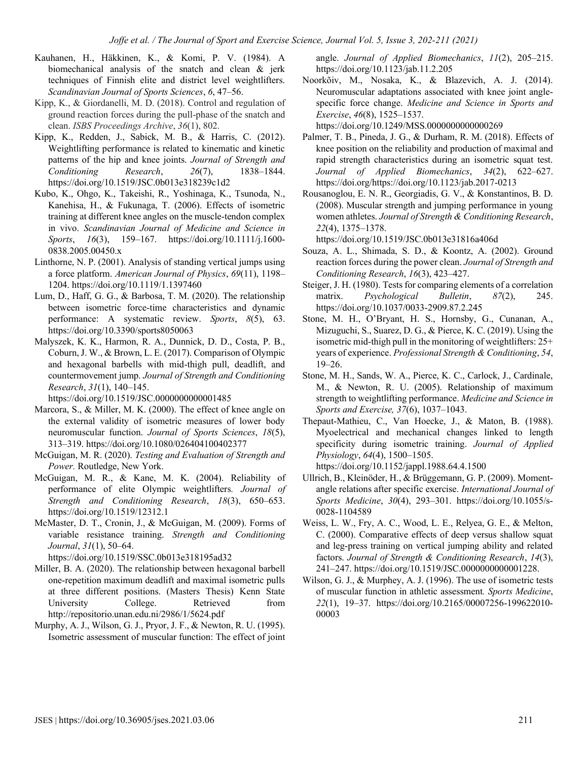Kauhanen, H., Häkkinen, K., & Komi, P. V. (1984). A biomechanical analysis of the snatch and clean & jerk techniques of Finnish elite and district level weightlifters. *Scandinavian Journal of Sports Sciences*, *6*, 47–56.

Kipp, K., & Giordanelli, M. D. (2018). Control and regulation of ground reaction forces during the pull-phase of the snatch and clean. *ISBS Proceedings Archive*, *36*(1), 802.

Kipp, K., Redden, J., Sabick, M. B., & Harris, C. (2012). Weightlifting performance is related to kinematic and kinetic patterns of the hip and knee joints. *Journal of Strength and Conditioning Research*, *26*(7), 1838–1844. https://doi.org/10.1519/JSC.0b013e318239c1d2

Kubo, K., Ohgo, K., Takeishi, R., Yoshinaga, K., Tsunoda, N., Kanehisa, H., & Fukunaga, T. (2006). Effects of isometric training at different knee angles on the muscle-tendon complex in vivo. *Scandinavian Journal of Medicine and Science in Sports*, *16*(3), 159–167. https://doi.org/10.1111/j.1600-0838.2005.00450.x

Linthorne, N. P. (2001). Analysis of standing vertical jumps using a force platform. *American Journal of Physics*, *69*(11), 1198–1204. https://doi.org/10.1119/1.1397460

Lum, D., Haff, G. G., & Barbosa, T. M. (2020). The relationship between isometric force-time characteristics and dynamic performance: A systematic review. *Sports*, *8*(5), 63. https://doi.org/10.3390/sports8050063

Malyszek, K. K., Harmon, R. A., Dunnick, D. D., Costa, P. B., Coburn, J. W., & Brown, L. E. (2017). Comparison of Olympic and hexagonal barbells with mid-thigh pull, deadlift, and countermovement jump. *Journal of Strength and Conditioning Research*, *31*(1), 140–145. https://doi.org/10.1519/JSC.0000000000001485

Marcora, S., & Miller, M. K. (2000). The effect of knee angle on the external validity of isometric measures of lower body neuromuscular function. *Journal of Sports Sciences*, *18*(5), 313–319. https://doi.org/10.1080/026404100402377

McGuigan, M. R. (2020). *Testing and Evaluation of Strength and Power.* Routledge, New York.

McGuigan, M. R., & Kane, M. K. (2004). Reliability of performance of elite Olympic weightlifters*. Journal of Strength and Conditioning Research*, *18*(3), 650–653. https://doi.org/10.1519/12312.1

McMaster, D. T., Cronin, J., & McGuigan, M. (2009). Forms of variable resistance training. *Strength and Conditioning Journal*, *31*(1), 50–64. https://doi.org/10.1519/SSC.0b013e318195ad32

Miller, B. A. (2020). The relationship between hexagonal barbell one-repetition maximum deadlift and maximal isometric pulls at three different positions. (Masters Thesis) Kenn State University College. Retrieved from http://repositorio.unan.edu.ni/2986/1/5624.pdf

Murphy, A. J., Wilson, G. J., Pryor, J. F., & Newton, R. U. (1995). Isometric assessment of muscular function: The effect of joint angle. *Journal of Applied Biomechanics*, *11*(2), 205–215. https://doi.org/10.1123/jab.11.2.205

Noorkõiv, M., Nosaka, K., & Blazevich, A. J. (2014). Neuromuscular adaptations associated with knee joint angle-specific force change. *Medicine and Science in Sports and Exercise*, *46*(8), 1525–1537. https://doi.org/10.1249/MSS.0000000000000269

Palmer, T. B., Pineda, J. G., & Durham, R. M. (2018). Effects of knee position on the reliability and production of maximal and rapid strength characteristics during an isometric squat test. *Journal of Applied Biomechanics*, *34*(2), 622–627. https://doi.org/https://doi.org/10.1123/jab.2017-0213

Rousanoglou, E. N. R., Georgiadis, G. V., & Konstantinos, B. D. (2008). Muscular strength and jumping performance in young women athletes. *Journal of Strength & Conditioning Research*, *22*(4), 1375–1378. https://doi.org/10.1519/JSC.0b013e31816a406d

Souza, A. L., Shimada, S. D., & Koontz, A. (2002). Ground reaction forces during the power clean. *Journal of Strength and Conditioning Research*, *16*(3), 423–427.

Steiger, J. H. (1980). Tests for comparing elements of a correlation matrix. *Psychological Bulletin*, *87*(2), 245. https://doi.org/10.1037/0033-2909.87.2.245

Stone, M. H., O'Bryant, H. S., Hornsby, G., Cunanan, A., Mizuguchi, S., Suarez, D. G., & Pierce, K. C. (2019). Using the isometric mid-thigh pull in the monitoring of weightlifters: 25+ years of experience. *Professional Strength & Conditioning*, *54*, 19–26.

Stone, M. H., Sands, W. A., Pierce, K. C., Carlock, J., Cardinale, M., & Newton, R. U. (2005). Relationship of maximum strength to weightlifting performance. *Medicine and Science in Sports and Exercise, 37*(6), 1037–1043.

Thepaut-Mathieu, C., Van Hoecke, J., & Maton, B. (1988). Myoelectrical and mechanical changes linked to length specificity during isometric training. *Journal of Applied Physiology*, *64*(4), 1500–1505. https://doi.org/10.1152/jappl.1988.64.4.1500

Ullrich, B., Kleinöder, H., & Brüggemann, G. P. (2009). Moment-angle relations after specific exercise. *International Journal of Sports Medicine*, *30*(4), 293–301. https://doi.org/10.1055/s-0028-1104589

Weiss, L. W., Fry, A. C., Wood, L. E., Relyea, G. E., & Melton, C. (2000). Comparative effects of deep versus shallow squat and leg-press training on vertical jumping ability and related factors. *Journal of Strength & Conditioning Research*, *14*(3), 241–247. https://doi.org/10.1519/JSC.0000000000001228.

Wilson, G. J., & Murphey, A. J. (1996). The use of isometric tests of muscular function in athletic assessment. *Sports Medicine*, *22*(1), 19–37. https://doi.org/10.2165/00007256-199622010-00003